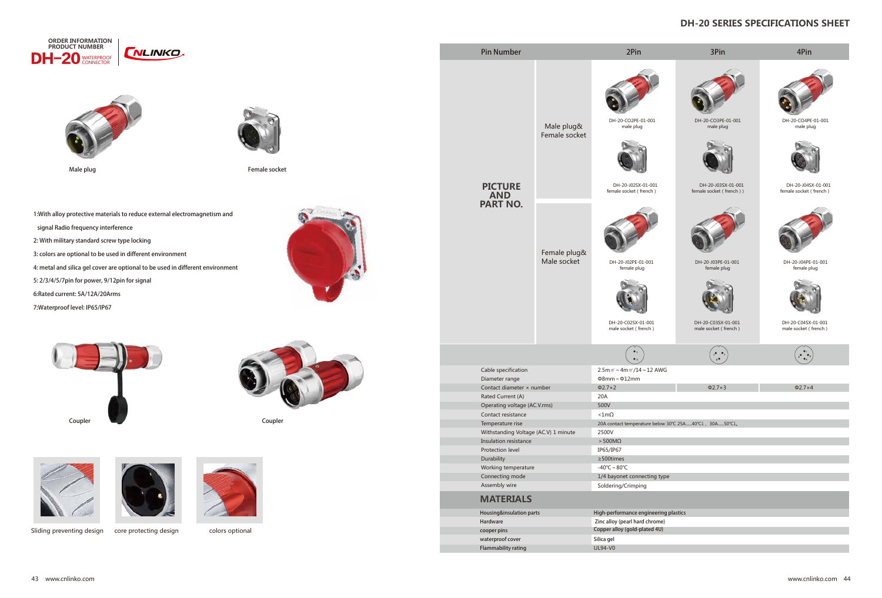ORDER INFORMATION
PRODUCT NUMBER

**DH-20** WATERPROOF CONNECTOR

CNLINKO

Male plug

Female socket

1:With alloy protective materials to reduce external electromagnetism and signal Radio frequency interference

2: With military standard screw type locking

3: colors are optional to be used in different environment

4: metal and silica gel cover are optional to be used in different environment

5: 2/3/4/5/7pin for power, 9/12pin for signal

6:Rated current: 5A/12A/20Arms

7:Waterproof level: IP65/IP67

Coupler

Coupler

Sliding preventing design

core protecting design

colors optional

# DH-20 SERIES SPECIFICATIONS SHEET

| Pin Number | | 2Pin | 3Pin | 4Pin |
|---|---|---|---|---|
| **PICTURE AND PART NO.** | Male plug& Female socket | DH-20-CO2PE-01-001 male plug | DH-20-CO3PE-01-001 male plug | DH-20-CO4PE-01-001 male plug |
| | | DH-20-J02SX-01-001 female socket ( french ) | DH-20-J03SX-01-001 female socket ( french ) ) | DH-20-J04SX-01-001 female socket ( french ) |
| | Female plug& Male socket | DH-20-J02PE-01-001 female plug | DH-20-J03PE-01-001 female plug | DH-20-J04PE-01-001 female plug |
| | | DH-20-C02SX-01-001 male socket ( french ) | DH-20-C03SX-01-001 male socket ( french ) | DH-20-C04SX-01-001 male socket ( french ) |
| Cable specification | | 2.5m㎡～4m㎡/14～12 AWG | | |
| Diameter range | | Φ8mm～Φ12mm | | |
| Contact diameter × number | | Φ2.7×2 | Φ2.7×3 | Φ2.7×4 |
| Rated Current (A) | | 20A | | |
| Operating voltage (AC.V.rms) | | 500V | | |
| Contact resistance | | <1mΩ | | |
| Temperature rise | | 20A contact temperature below 30℃ 25A.....40℃，30A.....50℃， | | |
| Withstanding Voltage (AC.V) 1 minute | | 2500V | | |
| Insulation resistance | | ＞500MΩ | | |
| Protection level | | IP65/IP67 | | |
| Durability | | ≥500times | | |
| Working temperature | | -40℃～80℃ | | |
| Connecting mode | | 1/4 bayonet connecting type | | |
| Assembly wire | | Soldering/Crimping | | |

## MATERIALS

| | |
|---|---|
| Housing&insulation parts | High-performance engineering plastics |
| Hardware | Zinc alloy (pearl hard chrome) |
| cooper pins | Copper alloy (gold-plated 4U) |
| waterproof cover | Silica gel |
| Flammability rating | UL94-V0 |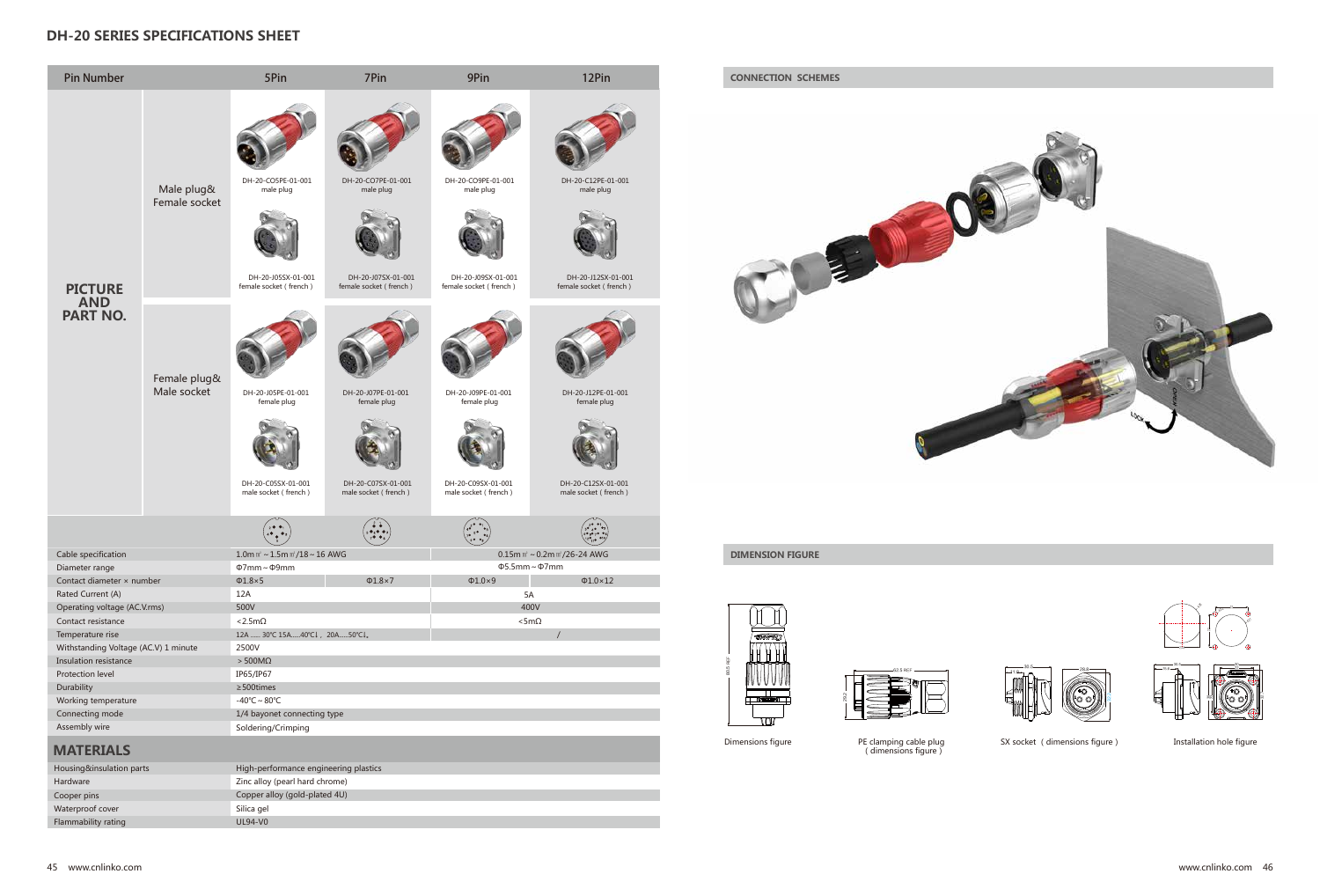## DH-20 SERIES SPECIFICATIONS SHEET

| Pin Number | | 5Pin | 7Pin | 9Pin | 12Pin |
|---|---|---|---|---|---|
| PICTURE AND PART NO. | Male plug& Female socket | DH-20-CO5PE-01-001 male plug | DH-20-CO7PE-01-001 male plug | DH-20-CO9PE-01-001 male plug | DH-20-C12PE-01-001 male plug |
| | | DH-20-J05SX-01-001 female socket ( french ) | DH-20-J07SX-01-001 female socket ( french ) | DH-20-J09SX-01-001 female socket ( french ) | DH-20-J12SX-01-001 female socket ( french ) |
| | Female plug& Male socket | DH-20-J05PE-01-001 female plug | DH-20-J07PE-01-001 female plug | DH-20-J09PE-01-001 female plug | DH-20-J12PE-01-001 female plug |
| | | DH-20-C05SX-01-001 male socket ( french ) | DH-20-C07SX-01-001 male socket ( french ) | DH-20-C09SX-01-001 male socket ( french ) | DH-20-C12SX-01-001 male socket ( french ) |

| | | | | |
|---|---|---|---|---|
| Cable specification | 1.0m㎡～1.5m㎡/18～16 AWG | | 0.15m㎡～0.2m㎡/26-24 AWG | |
| Diameter range | Φ7mm～Φ9mm | | Φ5.5mm～Φ7mm | |
| Contact diameter × number | Φ1.8×5 | Φ1.8×7 | Φ1.0×9 | Φ1.0×12 |
| Rated Current (A) | 12A | | 5A | |
| Operating voltage (AC.V.rms) | 500V | | 400V | |
| Contact resistance | <2.5mΩ | | <5mΩ | |
| Temperature rise | 12A ...... 30℃ 15A.....40℃↓，20A.....50℃↓。 | | / | |
| Withstanding Voltage (AC.V) 1 minute | 2500V | | | |
| Insulation resistance | > 500MΩ | | | |
| Protection level | IP65/IP67 | | | |
| Durability | ≥500times | | | |
| Working temperature | -40℃～80℃ | | | |
| Connecting mode | 1/4 bayonet connecting type | | | |
| Assembly wire | Soldering/Crimping | | | |

## MATERIALS

| | |
|---|---|
| Housing&insulation parts | High-performance engineering plastics |
| Hardware | Zinc alloy (pearl hard chrome) |
| Cooper pins | Copper alloy (gold-plated 4U) |
| Waterproof cover | Silica gel |
| Flammability rating | UL94-V0 |

## CONNECTION SCHEMES

LOCK
OPEN

## DIMENSION FIGURE

Dimensions figure

PE clamping cable plug ( dimensions figure )

SX socket ( dimensions figure )

Installation hole figure